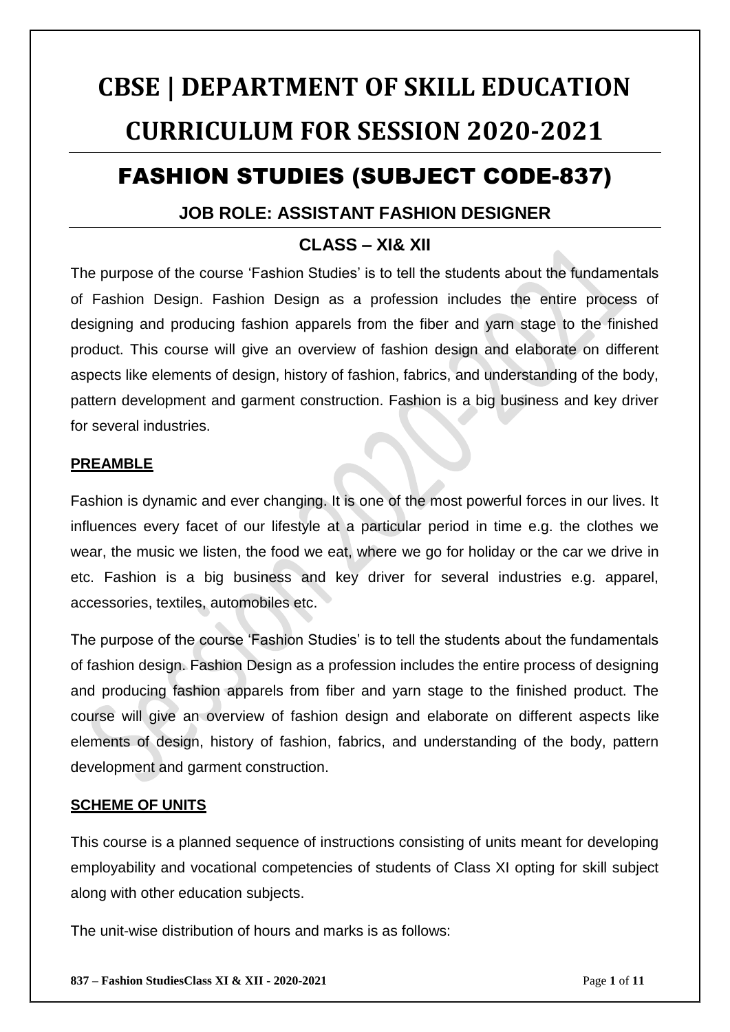# CBSE | DEPARTMENT OF SKILL EDUCATION

# CURRICULUM FOR SESSION 2020-2021

## FASHION STUDIES (SUBJECT CODE-837)

### JOB ROLE: ASSISTANT FASHION DESIGNER

### CLASS – XI& XII

The purpose of the course 'Fashion Studies' is to tell the students about the fundamentals of Fashion Design. Fashion Design as a profession includes the entire process of designing and producing fashion apparels from the fiber and yarn stage to the finished product. This course will give an overview of fashion design and elaborate on different aspects like elements of design, history of fashion, fabrics, and understanding of the body, pattern development and garment construction. Fashion is a big business and key driver for several industries.

**PREAMBLE**

Fashion is dynamic and ever changing. It is one of the most powerful forces in our lives. It influences every facet of our lifestyle at a particular period in time e.g. the clothes we wear, the music we listen, the food we eat, where we go for holiday or the car we drive in etc. Fashion is a big business and key driver for several industries e.g. apparel, accessories, textiles, automobiles etc.

The purpose of the course 'Fashion Studies' is to tell the students about the fundamentals of fashion design. Fashion Design as a profession includes the entire process of designing and producing fashion apparels from fiber and yarn stage to the finished product. The course will give an overview of fashion design and elaborate on different aspects like elements of design, history of fashion, fabrics, and understanding of the body, pattern development and garment construction.

**SCHEME OF UNITS**

This course is a planned sequence of instructions consisting of units meant for developing employability and vocational competencies of students of Class XI opting for skill subject along with other education subjects.

The unit-wise distribution of hours and marks is as follows: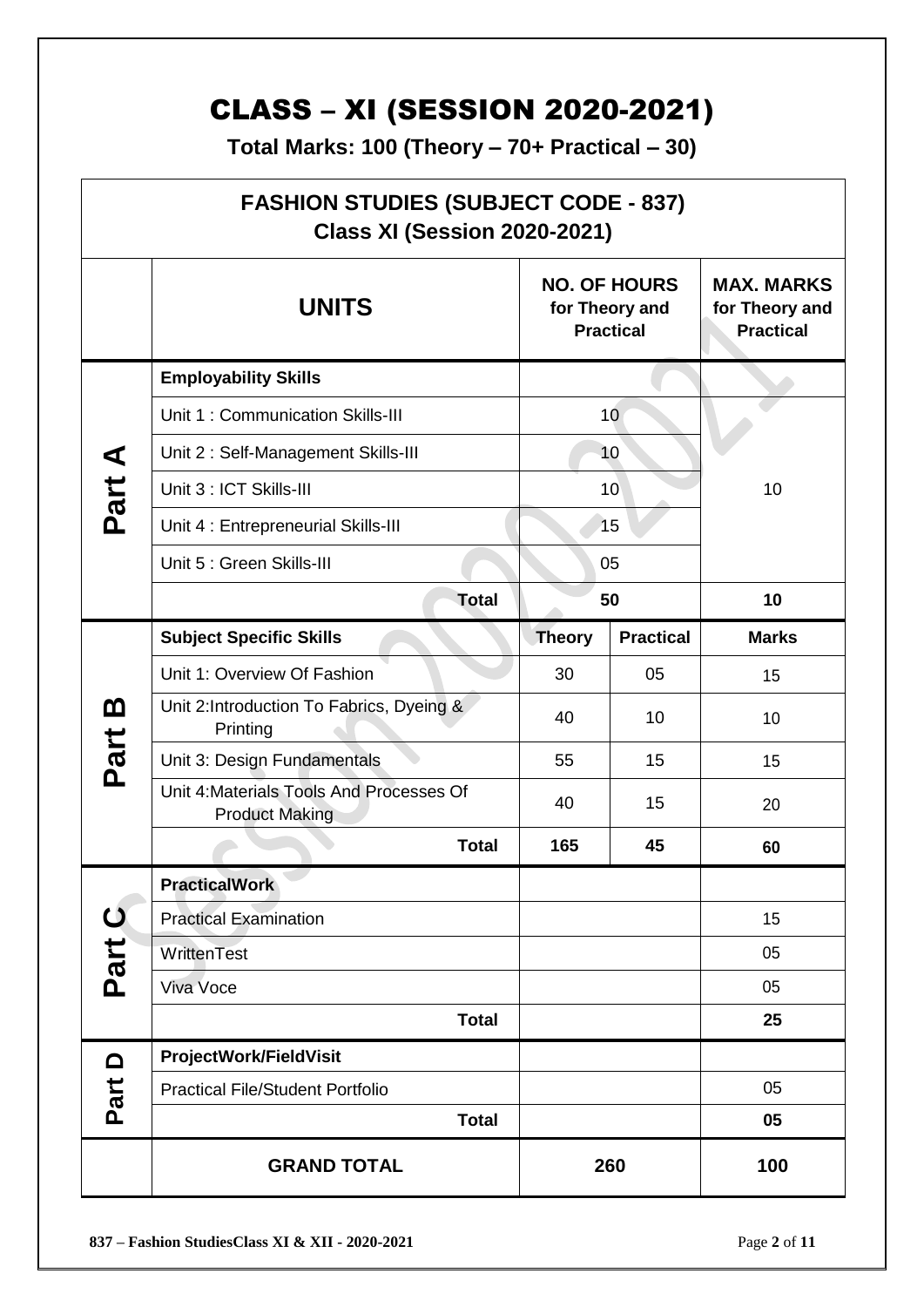# CLASS – XI (SESSION 2020-2021)

**Total Marks: 100 (Theory – 70+ Practical – 30)**

| FASHION STUDIES (SUBJECT CODE - 837) Class XI (Session 2020-2021) | | | | |
|---|---|---|---|---|
| | **UNITS** | **NO. OF HOURS for Theory and Practical** | | **MAX. MARKS for Theory and Practical** |
| **Part A** | **Employability Skills** | | | |
| | Unit 1 : Communication Skills-III | 10 | | 10 |
| | Unit 2 : Self-Management Skills-III | 10 | | |
| | Unit 3 : ICT Skills-III | 10 | | |
| | Unit 4 : Entrepreneurial Skills-III | 15 | | |
| | Unit 5 : Green Skills-III | 05 | | |
| | **Total** | **50** | | **10** |
| **Part B** | **Subject Specific Skills** | **Theory** | **Practical** | **Marks** |
| | Unit 1: Overview Of Fashion | 30 | 05 | 15 |
| | Unit 2:Introduction To Fabrics, Dyeing & Printing | 40 | 10 | 10 |
| | Unit 3: Design Fundamentals | 55 | 15 | 15 |
| | Unit 4:Materials Tools And Processes Of Product Making | 40 | 15 | 20 |
| | **Total** | **165** | **45** | **60** |
| **Part C** | **PracticalWork** | | | |
| | Practical Examination | | | 15 |
| | WrittenTest | | | 05 |
| | Viva Voce | | | 05 |
| | **Total** | | | **25** |
| **Part D** | **ProjectWork/FieldVisit** | | | |
| | Practical File/Student Portfolio | | | 05 |
| | **Total** | | | **05** |
| | **GRAND TOTAL** | **260** | | **100** |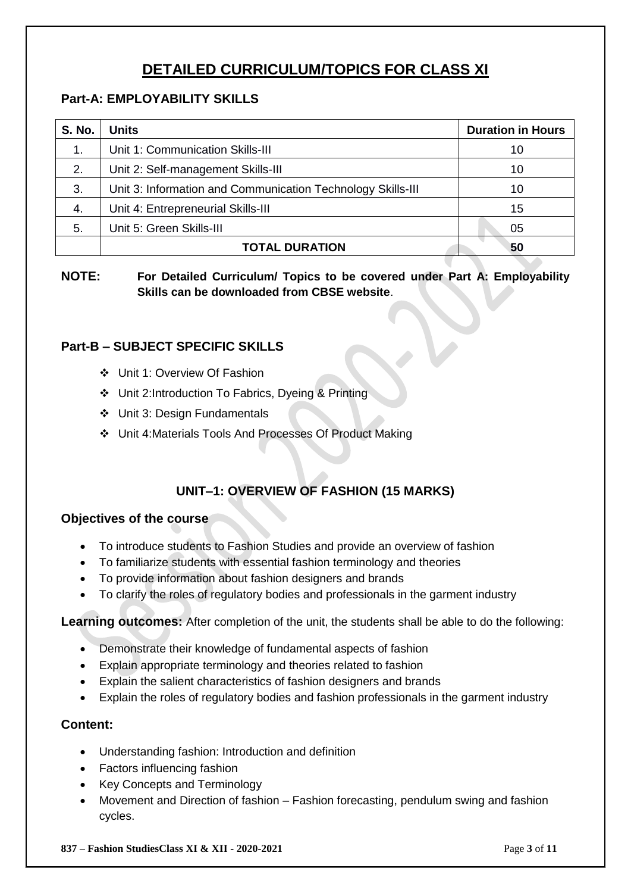# DETAILED CURRICULUM/TOPICS FOR CLASS XI

## Part-A: EMPLOYABILITY SKILLS

| S. No. | Units | Duration in Hours |
|---|---|---|
| 1. | Unit 1: Communication Skills-III | 10 |
| 2. | Unit 2: Self-management Skills-III | 10 |
| 3. | Unit 3: Information and Communication Technology Skills-III | 10 |
| 4. | Unit 4: Entrepreneurial Skills-III | 15 |
| 5. | Unit 5: Green Skills-III | 05 |
| | **TOTAL DURATION** | **50** |

**NOTE:** **For Detailed Curriculum/ Topics to be covered under Part A: Employability Skills can be downloaded from CBSE website**.

## Part-B – SUBJECT SPECIFIC SKILLS

- Unit 1: Overview Of Fashion
- Unit 2:Introduction To Fabrics, Dyeing & Printing
- Unit 3: Design Fundamentals
- Unit 4:Materials Tools And Processes Of Product Making

### UNIT–1: OVERVIEW OF FASHION (15 MARKS)

#### Objectives of the course

- To introduce students to Fashion Studies and provide an overview of fashion
- To familiarize students with essential fashion terminology and theories
- To provide information about fashion designers and brands
- To clarify the roles of regulatory bodies and professionals in the garment industry

**Learning outcomes:** After completion of the unit, the students shall be able to do the following:

- Demonstrate their knowledge of fundamental aspects of fashion
- Explain appropriate terminology and theories related to fashion
- Explain the salient characteristics of fashion designers and brands
- Explain the roles of regulatory bodies and fashion professionals in the garment industry

#### Content:

- Understanding fashion: Introduction and definition
- Factors influencing fashion
- Key Concepts and Terminology
- Movement and Direction of fashion – Fashion forecasting, pendulum swing and fashion cycles.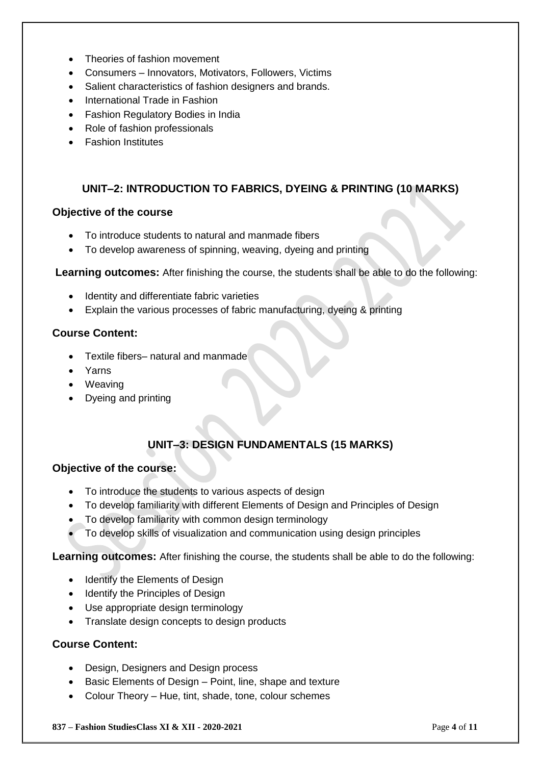- Theories of fashion movement
- Consumers – Innovators, Motivators, Followers, Victims
- Salient characteristics of fashion designers and brands.
- International Trade in Fashion
- Fashion Regulatory Bodies in India
- Role of fashion professionals
- Fashion Institutes

## UNIT–2: INTRODUCTION TO FABRICS, DYEING & PRINTING (10 MARKS)

### Objective of the course

- To introduce students to natural and manmade fibers
- To develop awareness of spinning, weaving, dyeing and printing

**Learning outcomes:** After finishing the course, the students shall be able to do the following:

- Identity and differentiate fabric varieties
- Explain the various processes of fabric manufacturing, dyeing & printing

### Course Content:

- Textile fibers– natural and manmade
- Yarns
- Weaving
- Dyeing and printing

## UNIT–3: DESIGN FUNDAMENTALS (15 MARKS)

### Objective of the course:

- To introduce the students to various aspects of design
- To develop familiarity with different Elements of Design and Principles of Design
- To develop familiarity with common design terminology
- To develop skills of visualization and communication using design principles

**Learning outcomes:** After finishing the course, the students shall be able to do the following:

- Identify the Elements of Design
- Identify the Principles of Design
- Use appropriate design terminology
- Translate design concepts to design products

### Course Content:

- Design, Designers and Design process
- Basic Elements of Design – Point, line, shape and texture
- Colour Theory – Hue, tint, shade, tone, colour schemes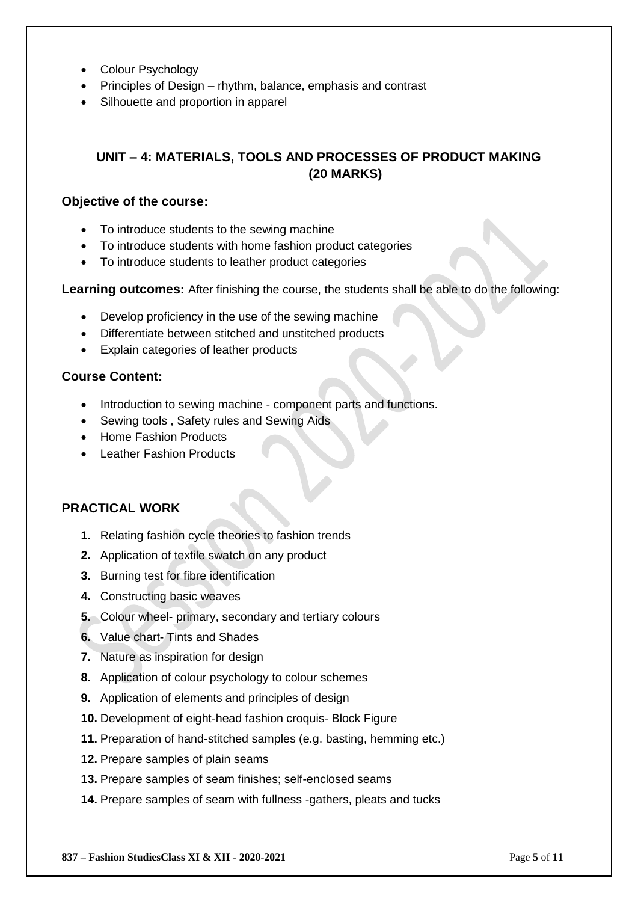- Colour Psychology
- Principles of Design – rhythm, balance, emphasis and contrast
- Silhouette and proportion in apparel

## UNIT – 4: MATERIALS, TOOLS AND PROCESSES OF PRODUCT MAKING (20 MARKS)

### Objective of the course:

- To introduce students to the sewing machine
- To introduce students with home fashion product categories
- To introduce students to leather product categories

**Learning outcomes:** After finishing the course, the students shall be able to do the following:

- Develop proficiency in the use of the sewing machine
- Differentiate between stitched and unstitched products
- Explain categories of leather products

### Course Content:

- Introduction to sewing machine - component parts and functions.
- Sewing tools , Safety rules and Sewing Aids
- Home Fashion Products
- Leather Fashion Products

### PRACTICAL WORK

1. Relating fashion cycle theories to fashion trends
2. Application of textile swatch on any product
3. Burning test for fibre identification
4. Constructing basic weaves
5. Colour wheel- primary, secondary and tertiary colours
6. Value chart- Tints and Shades
7. Nature as inspiration for design
8. Application of colour psychology to colour schemes
9. Application of elements and principles of design
10. Development of eight-head fashion croquis- Block Figure
11. Preparation of hand-stitched samples (e.g. basting, hemming etc.)
12. Prepare samples of plain seams
13. Prepare samples of seam finishes; self-enclosed seams
14. Prepare samples of seam with fullness -gathers, pleats and tucks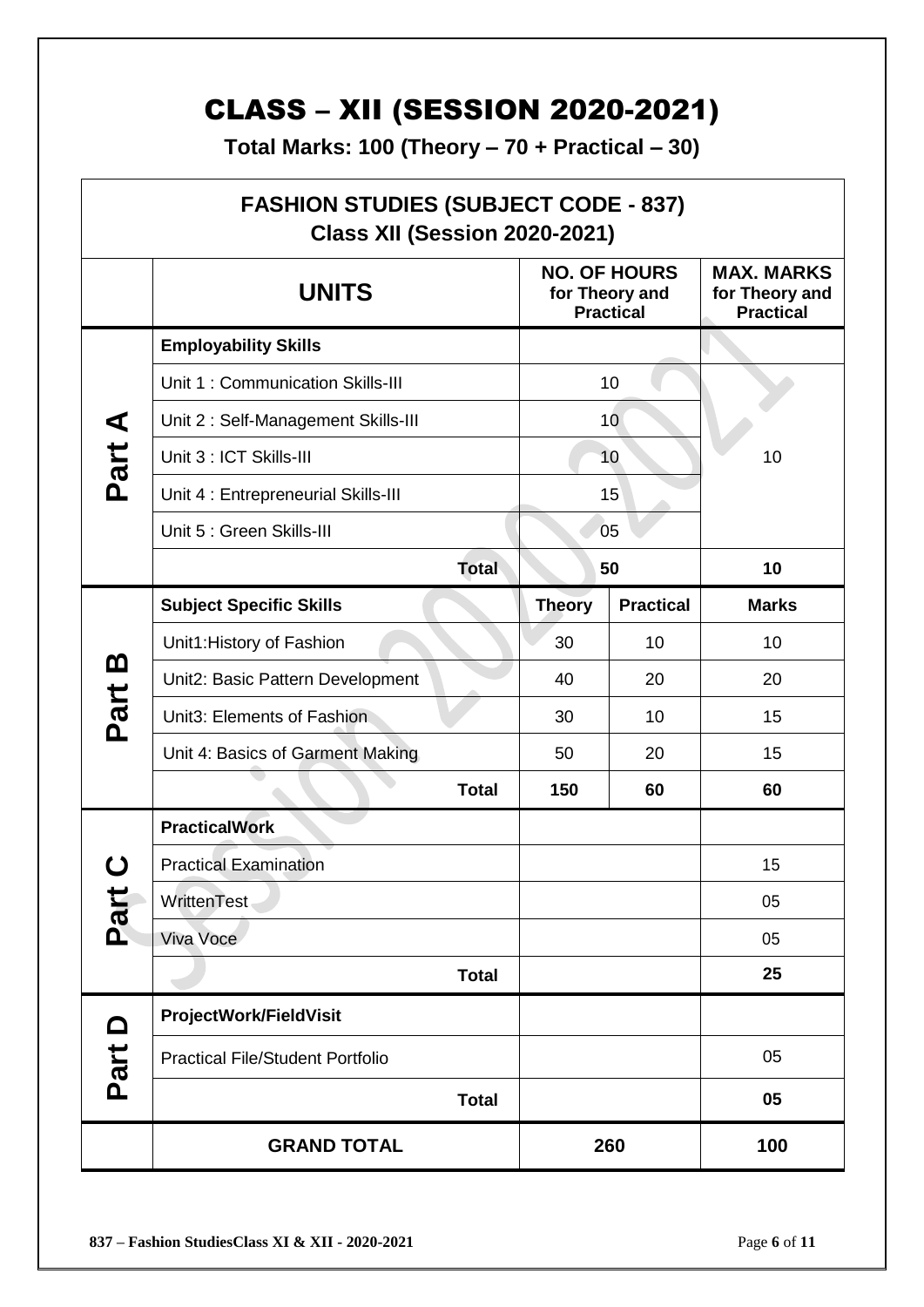# CLASS – XII (SESSION 2020-2021)

**Total Marks: 100 (Theory – 70 + Practical – 30)**

| FASHION STUDIES (SUBJECT CODE - 837) Class XII (Session 2020-2021) | | | | |
|---|---|---|---|---|
| | **UNITS** | **NO. OF HOURS for Theory and Practical** | | **MAX. MARKS for Theory and Practical** |
| **Part A** | **Employability Skills** | | | |
| | Unit 1 : Communication Skills-III | 10 | | 10 |
| | Unit 2 : Self-Management Skills-III | 10 | | |
| | Unit 3 : ICT Skills-III | 10 | | |
| | Unit 4 : Entrepreneurial Skills-III | 15 | | |
| | Unit 5 : Green Skills-III | 05 | | |
| | **Total** | **50** | | **10** |
| **Part B** | **Subject Specific Skills** | **Theory** | **Practical** | **Marks** |
| | Unit1:History of Fashion | 30 | 10 | 10 |
| | Unit2: Basic Pattern Development | 40 | 20 | 20 |
| | Unit3: Elements of Fashion | 30 | 10 | 15 |
| | Unit 4: Basics of Garment Making | 50 | 20 | 15 |
| | **Total** | **150** | **60** | **60** |
| **Part C** | **PracticalWork** | | | |
| | Practical Examination | | | 15 |
| | WrittenTest | | | 05 |
| | Viva Voce | | | 05 |
| | **Total** | | | **25** |
| **Part D** | **ProjectWork/FieldVisit** | | | |
| | Practical File/Student Portfolio | | | 05 |
| | **Total** | | | **05** |
| | **GRAND TOTAL** | **260** | | **100** |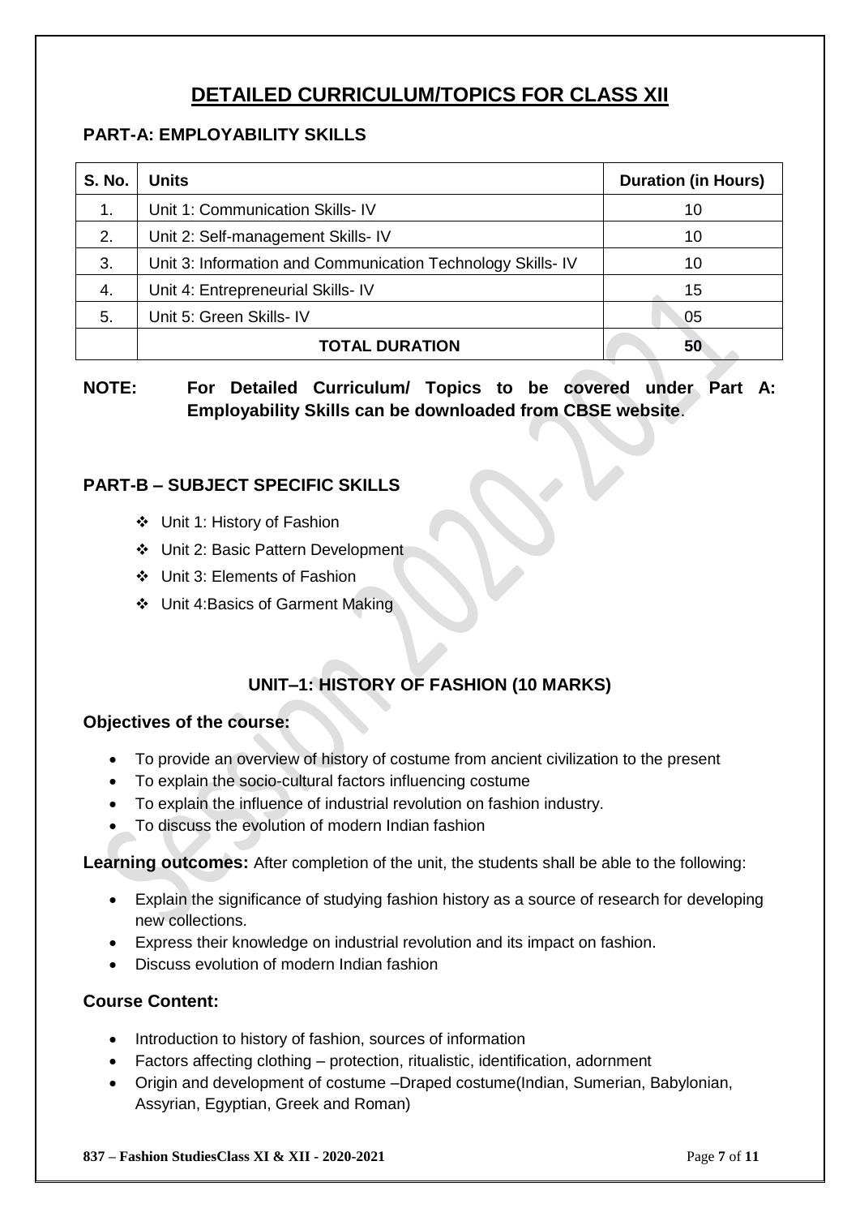# DETAILED CURRICULUM/TOPICS FOR CLASS XII

## PART-A: EMPLOYABILITY SKILLS

| S. No. | Units | Duration (in Hours) |
|---|---|---|
| 1. | Unit 1: Communication Skills- IV | 10 |
| 2. | Unit 2: Self-management Skills- IV | 10 |
| 3. | Unit 3: Information and Communication Technology Skills- IV | 10 |
| 4. | Unit 4: Entrepreneurial Skills- IV | 15 |
| 5. | Unit 5: Green Skills- IV | 05 |
| | **TOTAL DURATION** | **50** |

**NOTE: For Detailed Curriculum/ Topics to be covered under Part A: Employability Skills can be downloaded from CBSE website**.

## PART-B – SUBJECT SPECIFIC SKILLS

- Unit 1: History of Fashion
- Unit 2: Basic Pattern Development
- Unit 3: Elements of Fashion
- Unit 4:Basics of Garment Making

### UNIT–1: HISTORY OF FASHION (10 MARKS)

**Objectives of the course:**

- To provide an overview of history of costume from ancient civilization to the present
- To explain the socio-cultural factors influencing costume
- To explain the influence of industrial revolution on fashion industry.
- To discuss the evolution of modern Indian fashion

**Learning outcomes:** After completion of the unit, the students shall be able to the following:

- Explain the significance of studying fashion history as a source of research for developing new collections.
- Express their knowledge on industrial revolution and its impact on fashion.
- Discuss evolution of modern Indian fashion

**Course Content:**

- Introduction to history of fashion, sources of information
- Factors affecting clothing – protection, ritualistic, identification, adornment
- Origin and development of costume –Draped costume(Indian, Sumerian, Babylonian, Assyrian, Egyptian, Greek and Roman)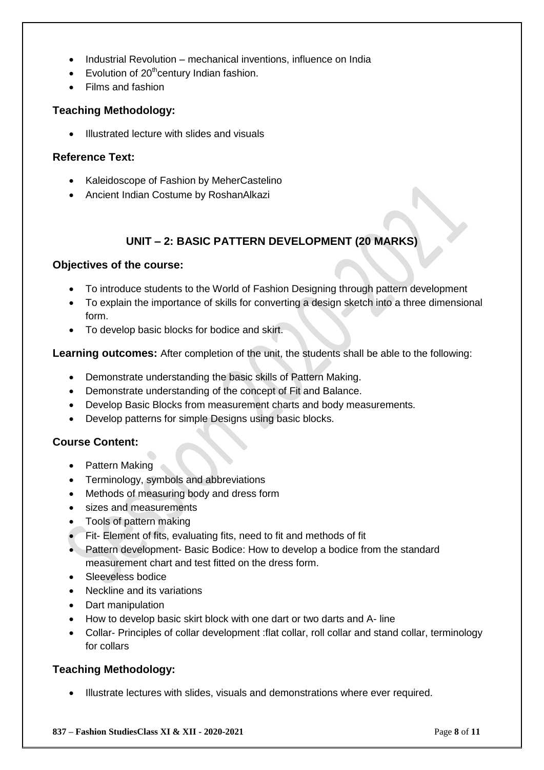- Industrial Revolution – mechanical inventions, influence on India
- Evolution of 20th century Indian fashion.
- Films and fashion

### Teaching Methodology:

- Illustrated lecture with slides and visuals

### Reference Text:

- Kaleidoscope of Fashion by MeherCastelino
- Ancient Indian Costume by RoshanAlkazi

## UNIT – 2: BASIC PATTERN DEVELOPMENT (20 MARKS)

### Objectives of the course:

- To introduce students to the World of Fashion Designing through pattern development
- To explain the importance of skills for converting a design sketch into a three dimensional form.
- To develop basic blocks for bodice and skirt.

**Learning outcomes:** After completion of the unit, the students shall be able to the following:

- Demonstrate understanding the basic skills of Pattern Making.
- Demonstrate understanding of the concept of Fit and Balance.
- Develop Basic Blocks from measurement charts and body measurements.
- Develop patterns for simple Designs using basic blocks.

### Course Content:

- Pattern Making
- Terminology, symbols and abbreviations
- Methods of measuring body and dress form
- sizes and measurements
- Tools of pattern making
- Fit- Element of fits, evaluating fits, need to fit and methods of fit
- Pattern development- Basic Bodice: How to develop a bodice from the standard measurement chart and test fitted on the dress form.
- Sleeveless bodice
- Neckline and its variations
- Dart manipulation
- How to develop basic skirt block with one dart or two darts and A- line
- Collar- Principles of collar development :flat collar, roll collar and stand collar, terminology for collars

### Teaching Methodology:

- Illustrate lectures with slides, visuals and demonstrations where ever required.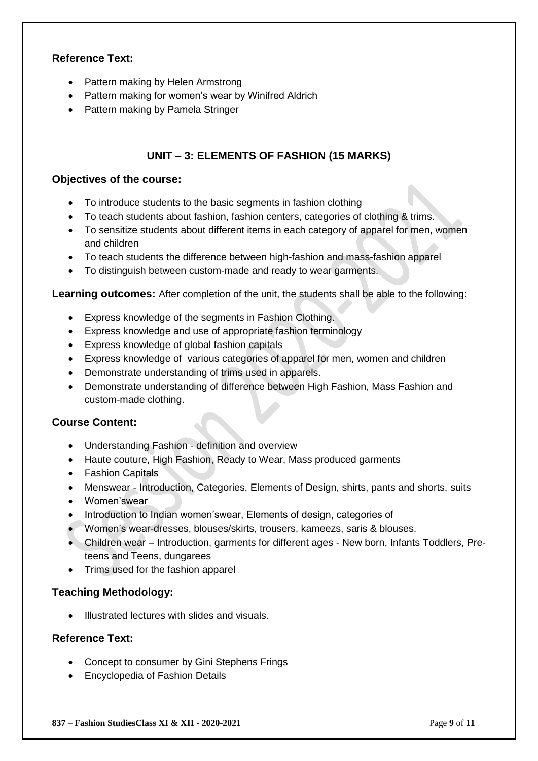**Reference Text:**

- Pattern making by Helen Armstrong
- Pattern making for women's wear by Winifred Aldrich
- Pattern making by Pamela Stringer

## UNIT – 3: ELEMENTS OF FASHION (15 MARKS)

**Objectives of the course:**

- To introduce students to the basic segments in fashion clothing
- To teach students about fashion, fashion centers, categories of clothing & trims.
- To sensitize students about different items in each category of apparel for men, women and children
- To teach students the difference between high-fashion and mass-fashion apparel
- To distinguish between custom-made and ready to wear garments.

**Learning outcomes:** After completion of the unit, the students shall be able to the following:

- Express knowledge of the segments in Fashion Clothing.
- Express knowledge and use of appropriate fashion terminology
- Express knowledge of global fashion capitals
- Express knowledge of various categories of apparel for men, women and children
- Demonstrate understanding of trims used in apparels.
- Demonstrate understanding of difference between High Fashion, Mass Fashion and custom-made clothing.

**Course Content:**

- Understanding Fashion - definition and overview
- Haute couture, High Fashion, Ready to Wear, Mass produced garments
- Fashion Capitals
- Menswear - Introduction, Categories, Elements of Design, shirts, pants and shorts, suits
- Women'swear
- Introduction to Indian women'swear, Elements of design, categories of
- Women's wear-dresses, blouses/skirts, trousers, kameezs, saris & blouses.
- Children wear – Introduction, garments for different ages - New born, Infants Toddlers, Pre-teens and Teens, dungarees
- Trims used for the fashion apparel

**Teaching Methodology:**

- Illustrated lectures with slides and visuals.

**Reference Text:**

- Concept to consumer by Gini Stephens Frings
- Encyclopedia of Fashion Details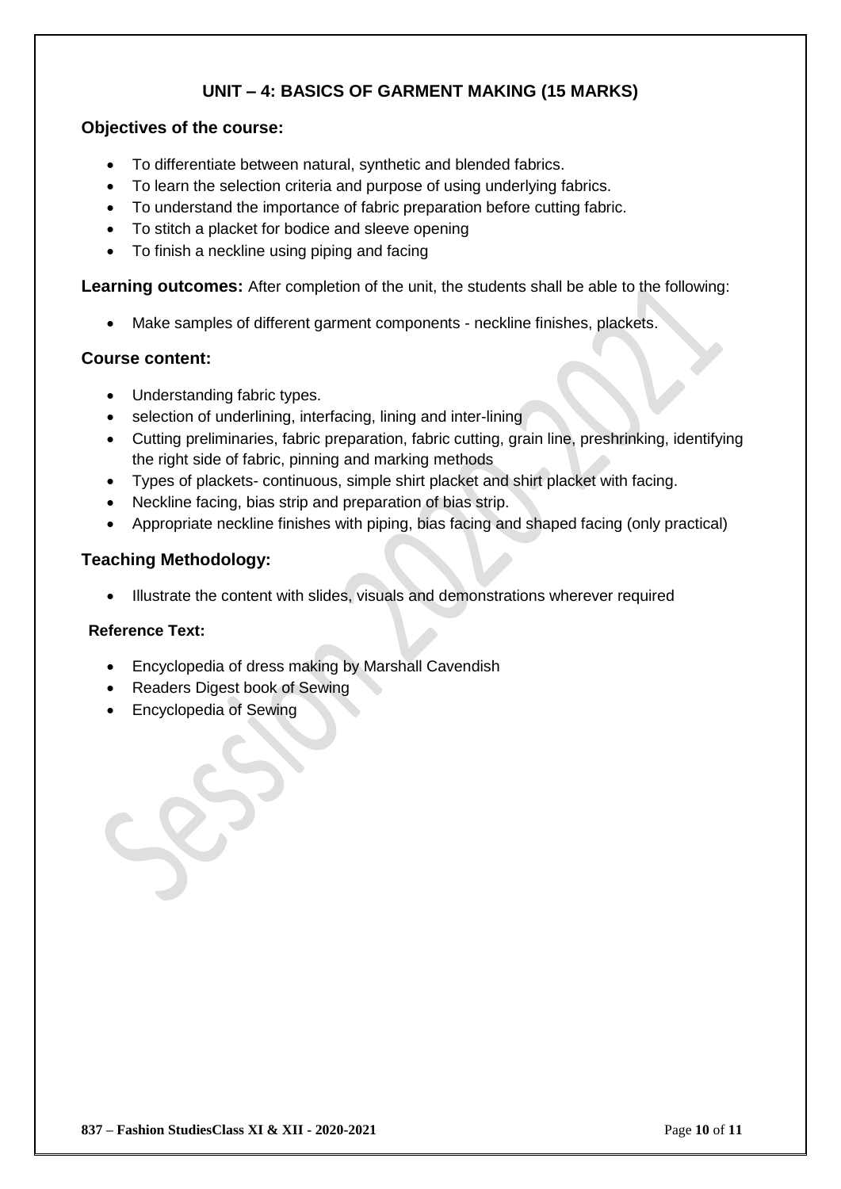## UNIT – 4: BASICS OF GARMENT MAKING (15 MARKS)

### Objectives of the course:

- To differentiate between natural, synthetic and blended fabrics.
- To learn the selection criteria and purpose of using underlying fabrics.
- To understand the importance of fabric preparation before cutting fabric.
- To stitch a placket for bodice and sleeve opening
- To finish a neckline using piping and facing

**Learning outcomes:** After completion of the unit, the students shall be able to the following:

- Make samples of different garment components - neckline finishes, plackets.

### Course content:

- Understanding fabric types.
- selection of underlining, interfacing, lining and inter-lining
- Cutting preliminaries, fabric preparation, fabric cutting, grain line, preshrinking, identifying the right side of fabric, pinning and marking methods
- Types of plackets- continuous, simple shirt placket and shirt placket with facing.
- Neckline facing, bias strip and preparation of bias strip.
- Appropriate neckline finishes with piping, bias facing and shaped facing (only practical)

### Teaching Methodology:

- Illustrate the content with slides, visuals and demonstrations wherever required

**Reference Text:**

- Encyclopedia of dress making by Marshall Cavendish
- Readers Digest book of Sewing
- Encyclopedia of Sewing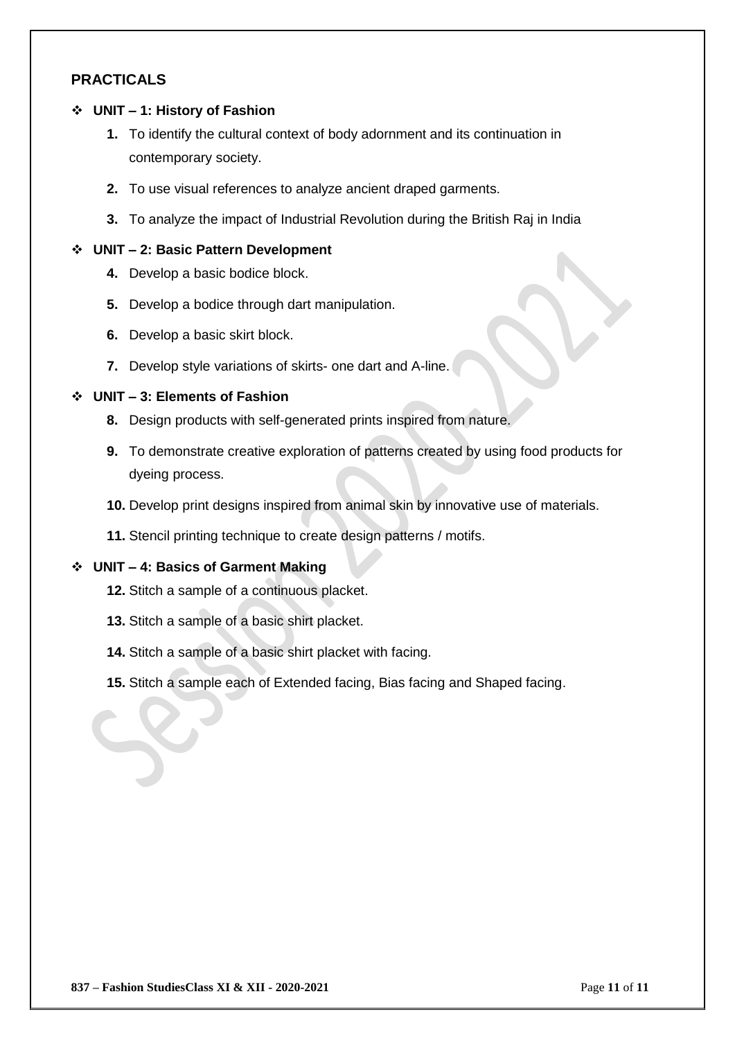## PRACTICALS

- **UNIT – 1: History of Fashion**
  1. To identify the cultural context of body adornment and its continuation in contemporary society.
  2. To use visual references to analyze ancient draped garments.
  3. To analyze the impact of Industrial Revolution during the British Raj in India
- **UNIT – 2: Basic Pattern Development**
  4. Develop a basic bodice block.
  5. Develop a bodice through dart manipulation.
  6. Develop a basic skirt block.
  7. Develop style variations of skirts- one dart and A-line.
- **UNIT – 3: Elements of Fashion**
  8. Design products with self-generated prints inspired from nature.
  9. To demonstrate creative exploration of patterns created by using food products for dyeing process.
  10. Develop print designs inspired from animal skin by innovative use of materials.
  11. Stencil printing technique to create design patterns / motifs.
- **UNIT – 4: Basics of Garment Making**
  12. Stitch a sample of a continuous placket.
  13. Stitch a sample of a basic shirt placket.
  14. Stitch a sample of a basic shirt placket with facing.
  15. Stitch a sample each of Extended facing, Bias facing and Shaped facing.